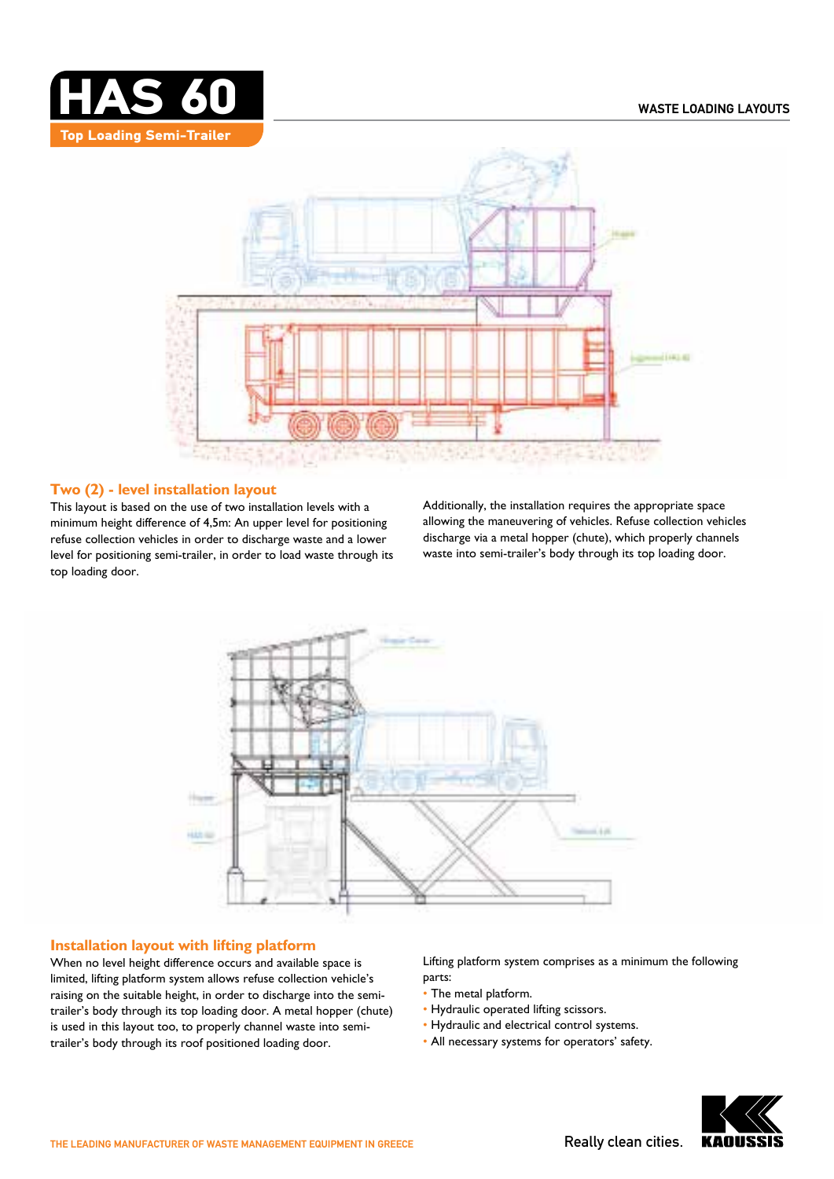# HAS 60

**Top Loading Semi-Trailer**

**WASTE LOADING LAYOUTS**

## Two (2) - level installation layout

This layout is based on the use of two installation levels with a minimum height difference of 4,5m: An upper level for positioning refuse collection vehicles in order to discharge waste and a lower level for positioning semi-trailer, in order to load waste through its top loading door.

Additionally, the installation requires the appropriate space allowing the maneuvering of vehicles. Refuse collection vehicles discharge via a metal hopper (chute), which properly channels waste into semi-trailer's body through its top loading door.

## Installation layout with lifting platform

When no level height difference occurs and available space is limited, lifting platform system allows refuse collection vehicle's raising on the suitable height, in order to discharge into the semi-trailer's body through its top loading door. A metal hopper (chute) is used in this layout too, to properly channel waste into semi-trailer's body through its roof positioned loading door.

Lifting platform system comprises as a minimum the following parts:

- The metal platform.
- Hydraulic operated lifting scissors.
- Hydraulic and electrical control systems.
- All necessary systems for operators' safety.

THE LEADING MANUFACTURER OF WASTE MANAGEMENT EQUIPMENT IN GREECE

Really clean cities. KAOUSSIS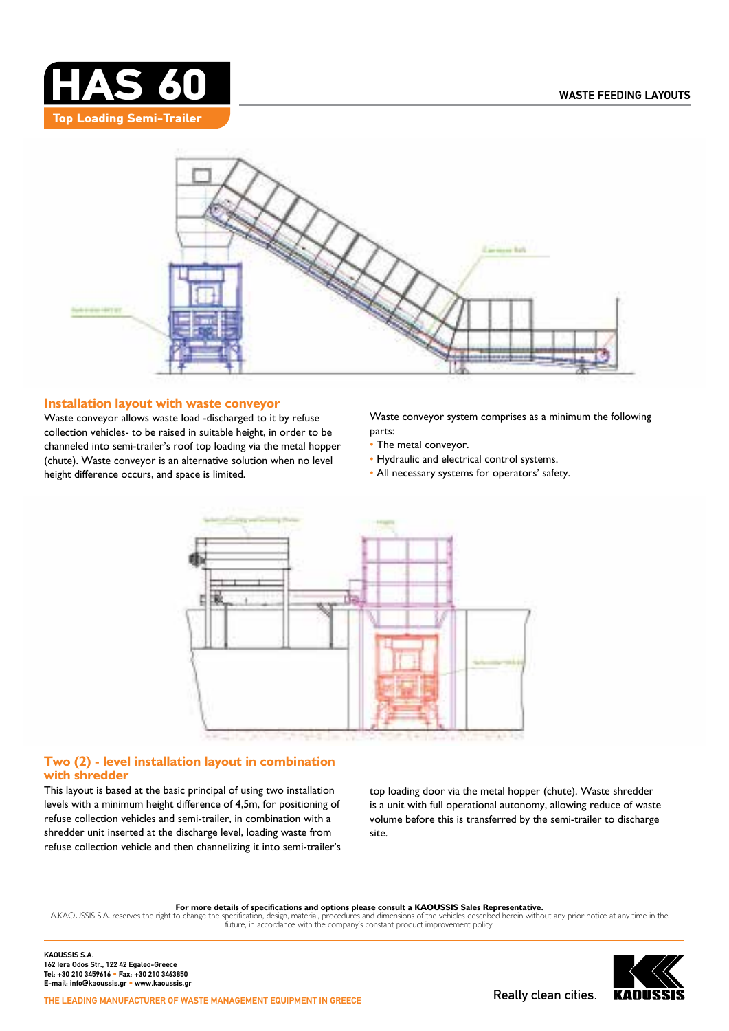# HAS 60

**Top Loading Semi-Trailer**

**WASTE FEEDING LAYOUTS**

## Installation layout with waste conveyor

Waste conveyor allows waste load -discharged to it by refuse collection vehicles- to be raised in suitable height, in order to be channeled into semi-trailer's roof top loading via the metal hopper (chute). Waste conveyor is an alternative solution when no level height difference occurs, and space is limited.

Waste conveyor system comprises as a minimum the following parts:

- The metal conveyor.
- Hydraulic and electrical control systems.
- All necessary systems for operators' safety.

## Two (2) - level installation layout in combination with shredder

This layout is based at the basic principal of using two installation levels with a minimum height difference of 4,5m, for positioning of refuse collection vehicles and semi-trailer, in combination with a shredder unit inserted at the discharge level, loading waste from refuse collection vehicle and then channelizing it into semi-trailer's top loading door via the metal hopper (chute). Waste shredder is a unit with full operational autonomy, allowing reduce of waste volume before this is transferred by the semi-trailer to discharge site.

**For more details of specifications and options please consult a KAOUSSIS Sales Representative.**

A.KAOUSSIS S.A. reserves the right to change the specification, design, material, procedures and dimensions of the vehicles described herein without any prior notice at any time in the future, in accordance with the company's constant product improvement policy.

**KAOUSSIS S.A.**
**162 Iera Odos Str., 122 42 Egaleo-Greece**
**Tel: +30 210 3459616 • Fax: +30 210 3463850**
**E-mail: info@kaoussis.gr • www.kaoussis.gr**

THE LEADING MANUFACTURER OF WASTE MANAGEMENT EQUIPMENT IN GREECE

Really clean cities. KAOUSSIS